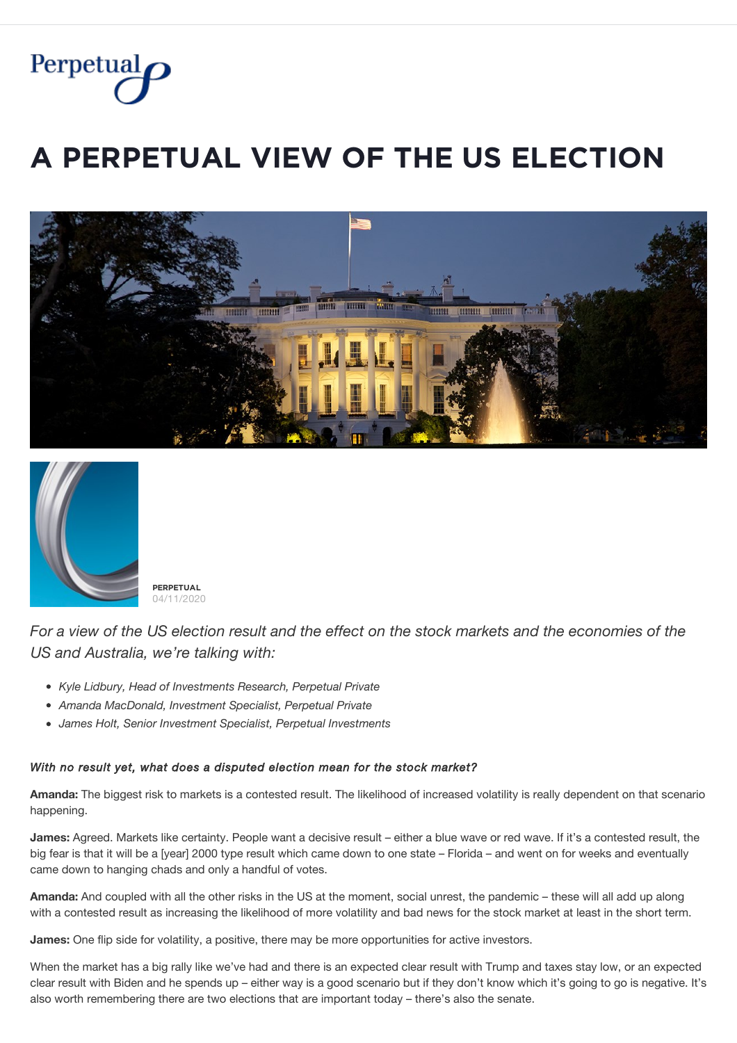Perpetual

# A PERPETUAL VIEW OF THE US ELECTION

**PERPETUAL**
04/11/2020

*For a view of the US election result and the effect on the stock markets and the economies of the US and Australia, we're talking with:*

- *Kyle Lidbury, Head of Investments Research, Perpetual Private*
- *Amanda MacDonald, Investment Specialist, Perpetual Private*
- *James Holt, Senior Investment Specialist, Perpetual Investments*

***With no result yet, what does a disputed election mean for the stock market?***

**Amanda:** The biggest risk to markets is a contested result. The likelihood of increased volatility is really dependent on that scenario happening.

**James:** Agreed. Markets like certainty. People want a decisive result – either a blue wave or red wave. If it's a contested result, the big fear is that it will be a [year] 2000 type result which came down to one state – Florida – and went on for weeks and eventually came down to hanging chads and only a handful of votes.

**Amanda:** And coupled with all the other risks in the US at the moment, social unrest, the pandemic – these will all add up along with a contested result as increasing the likelihood of more volatility and bad news for the stock market at least in the short term.

**James:** One flip side for volatility, a positive, there may be more opportunities for active investors.

When the market has a big rally like we've had and there is an expected clear result with Trump and taxes stay low, or an expected clear result with Biden and he spends up – either way is a good scenario but if they don't know which it's going to go is negative. It's also worth remembering there are two elections that are important today – there's also the senate.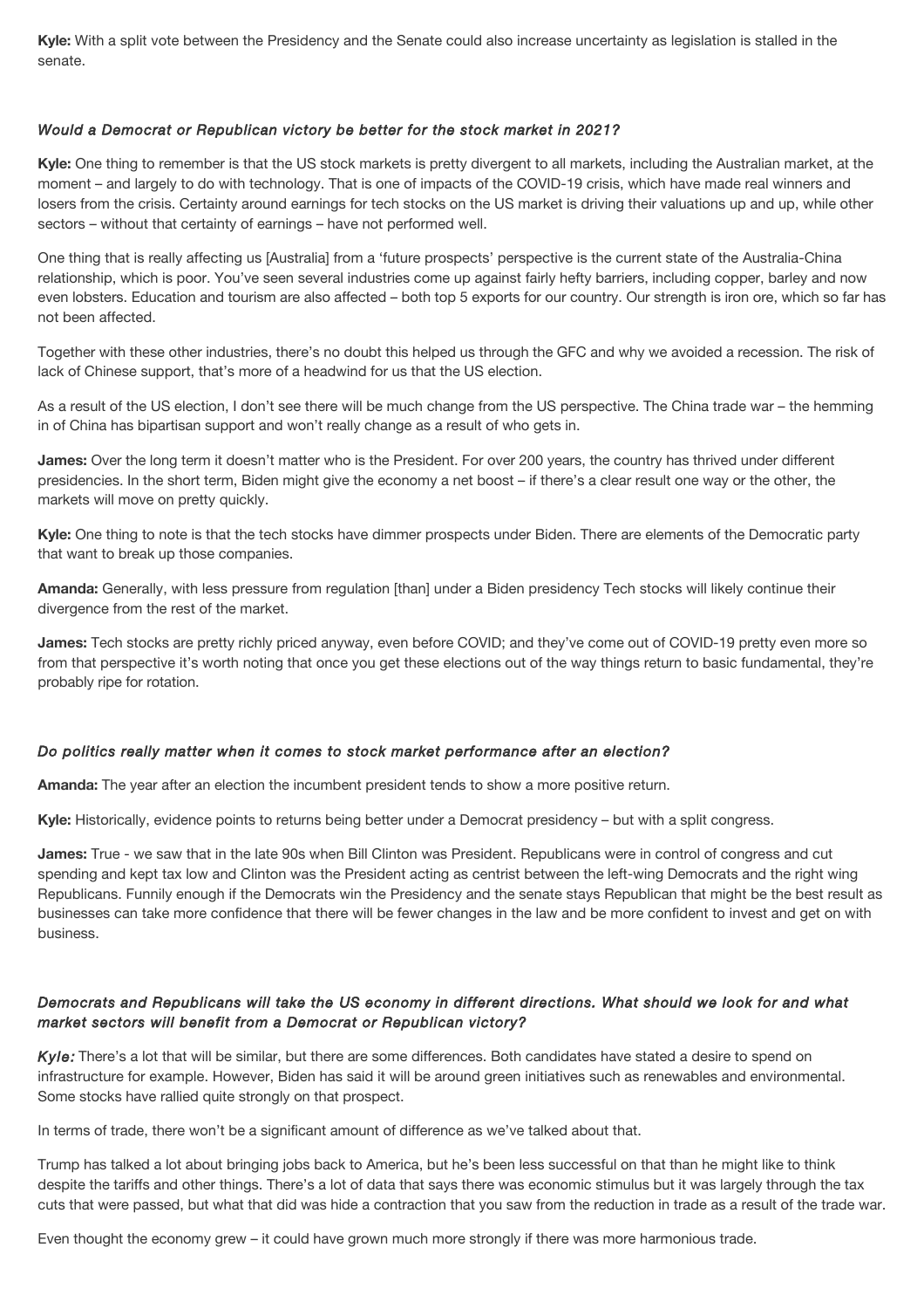**Kyle:** With a split vote between the Presidency and the Senate could also increase uncertainty as legislation is stalled in the senate.

### *Would a Democrat or Republican victory be better for the stock market in 2021?*

**Kyle:** One thing to remember is that the US stock markets is pretty divergent to all markets, including the Australian market, at the moment – and largely to do with technology. That is one of impacts of the COVID-19 crisis, which have made real winners and losers from the crisis. Certainty around earnings for tech stocks on the US market is driving their valuations up and up, while other sectors – without that certainty of earnings – have not performed well.

One thing that is really affecting us [Australia] from a 'future prospects' perspective is the current state of the Australia-China relationship, which is poor. You've seen several industries come up against fairly hefty barriers, including copper, barley and now even lobsters. Education and tourism are also affected – both top 5 exports for our country. Our strength is iron ore, which so far has not been affected.

Together with these other industries, there's no doubt this helped us through the GFC and why we avoided a recession. The risk of lack of Chinese support, that's more of a headwind for us that the US election.

As a result of the US election, I don't see there will be much change from the US perspective. The China trade war – the hemming in of China has bipartisan support and won't really change as a result of who gets in.

**James:** Over the long term it doesn't matter who is the President. For over 200 years, the country has thrived under different presidencies. In the short term, Biden might give the economy a net boost – if there's a clear result one way or the other, the markets will move on pretty quickly.

**Kyle:** One thing to note is that the tech stocks have dimmer prospects under Biden. There are elements of the Democratic party that want to break up those companies.

**Amanda:** Generally, with less pressure from regulation [than] under a Biden presidency Tech stocks will likely continue their divergence from the rest of the market.

**James:** Tech stocks are pretty richly priced anyway, even before COVID; and they've come out of COVID-19 pretty even more so from that perspective it's worth noting that once you get these elections out of the way things return to basic fundamental, they're probably ripe for rotation.

### *Do politics really matter when it comes to stock market performance after an election?*

**Amanda:** The year after an election the incumbent president tends to show a more positive return.

**Kyle:** Historically, evidence points to returns being better under a Democrat presidency – but with a split congress.

**James:** True - we saw that in the late 90s when Bill Clinton was President. Republicans were in control of congress and cut spending and kept tax low and Clinton was the President acting as centrist between the left-wing Democrats and the right wing Republicans. Funnily enough if the Democrats win the Presidency and the senate stays Republican that might be the best result as businesses can take more confidence that there will be fewer changes in the law and be more confident to invest and get on with business.

### *Democrats and Republicans will take the US economy in different directions. What should we look for and what market sectors will benefit from a Democrat or Republican victory?*

***Kyle:*** There's a lot that will be similar, but there are some differences. Both candidates have stated a desire to spend on infrastructure for example. However, Biden has said it will be around green initiatives such as renewables and environmental. Some stocks have rallied quite strongly on that prospect.

In terms of trade, there won't be a significant amount of difference as we've talked about that.

Trump has talked a lot about bringing jobs back to America, but he's been less successful on that than he might like to think despite the tariffs and other things. There's a lot of data that says there was economic stimulus but it was largely through the tax cuts that were passed, but what that did was hide a contraction that you saw from the reduction in trade as a result of the trade war.

Even thought the economy grew – it could have grown much more strongly if there was more harmonious trade.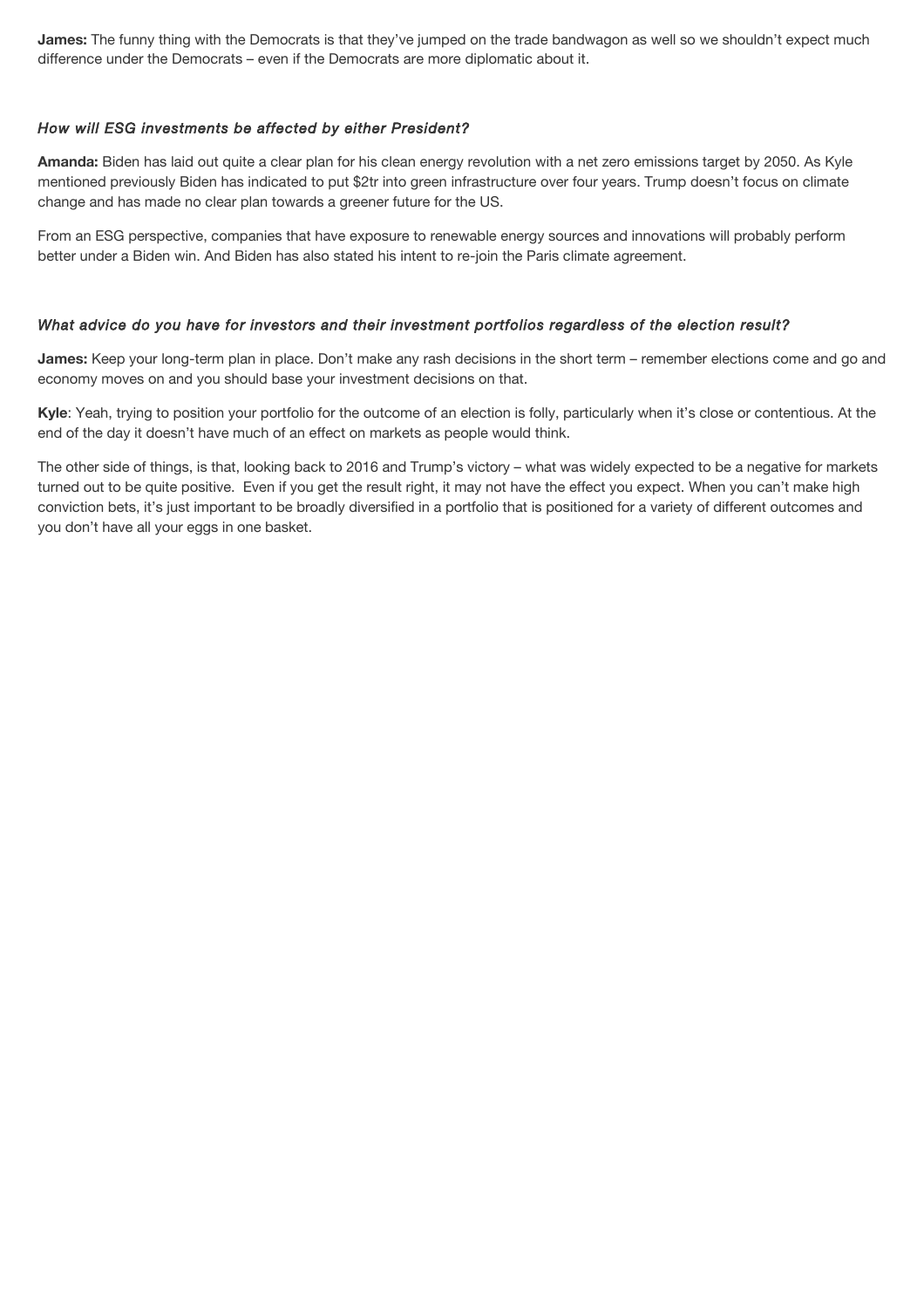**James:** The funny thing with the Democrats is that they've jumped on the trade bandwagon as well so we shouldn't expect much difference under the Democrats – even if the Democrats are more diplomatic about it.

### *How will ESG investments be affected by either President?*

**Amanda:** Biden has laid out quite a clear plan for his clean energy revolution with a net zero emissions target by 2050. As Kyle mentioned previously Biden has indicated to put $2tr into green infrastructure over four years. Trump doesn't focus on climate change and has made no clear plan towards a greener future for the US.

From an ESG perspective, companies that have exposure to renewable energy sources and innovations will probably perform better under a Biden win. And Biden has also stated his intent to re-join the Paris climate agreement.

### *What advice do you have for investors and their investment portfolios regardless of the election result?*

**James:** Keep your long-term plan in place. Don't make any rash decisions in the short term – remember elections come and go and economy moves on and you should base your investment decisions on that.

**Kyle**: Yeah, trying to position your portfolio for the outcome of an election is folly, particularly when it's close or contentious. At the end of the day it doesn't have much of an effect on markets as people would think.

The other side of things, is that, looking back to 2016 and Trump's victory – what was widely expected to be a negative for markets turned out to be quite positive. Even if you get the result right, it may not have the effect you expect. When you can't make high conviction bets, it's just important to be broadly diversified in a portfolio that is positioned for a variety of different outcomes and you don't have all your eggs in one basket.